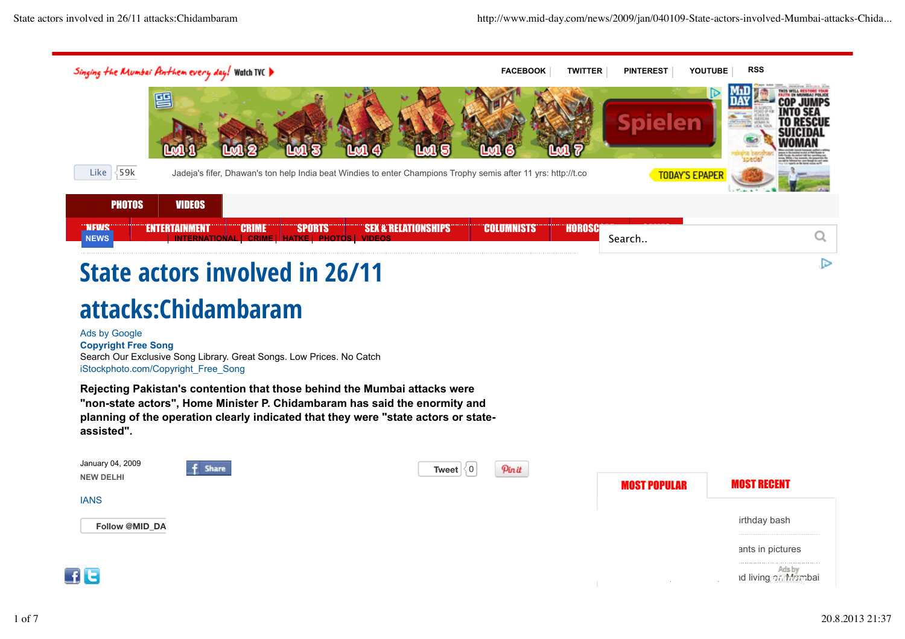# State actors involved in 26/11 attacks:Chidambaram

Ads by Google

**Copyright Free Song**

Search Our Exclusive Song Library. Great Songs. Low Prices. No Catch

iStockphoto.com/Copyright_Free_Song

**Rejecting Pakistan's contention that those behind the Mumbai attacks were "non-state actors", Home Minister P. Chidambaram has said the enormity and planning of the operation clearly indicated that they were "state actors or state-assisted".**

January 04, 2009

NEW DELHI

IANS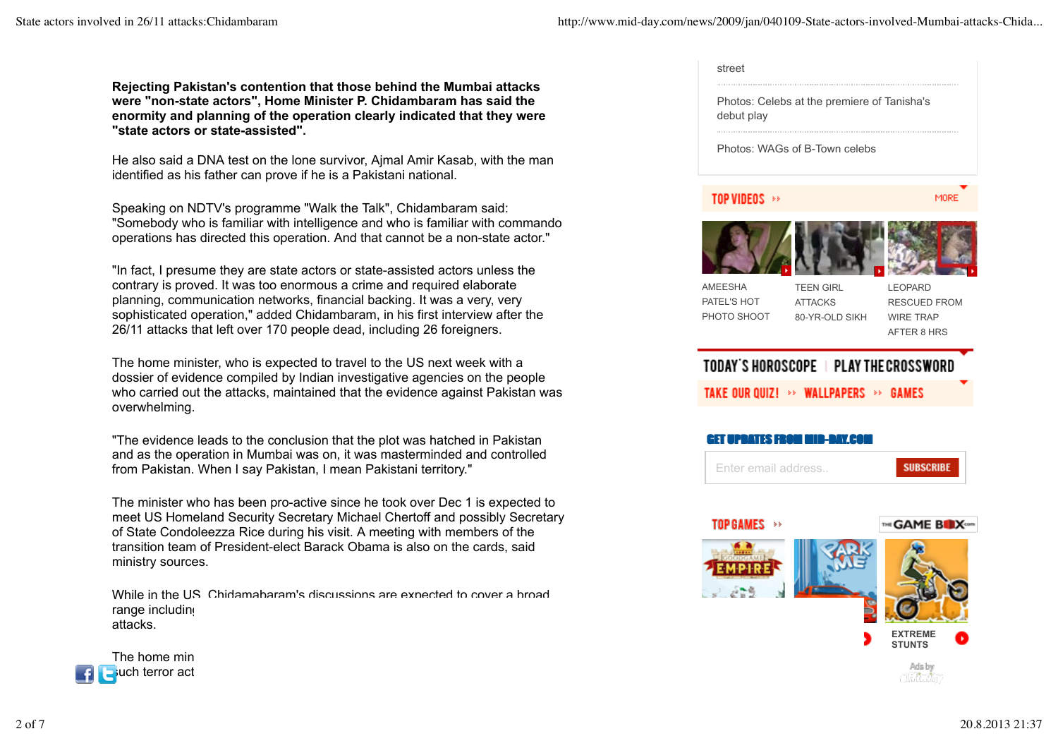**Rejecting Pakistan's contention that those behind the Mumbai attacks were "non-state actors", Home Minister P. Chidambaram has said the enormity and planning of the operation clearly indicated that they were "state actors or state-assisted".**

He also said a DNA test on the lone survivor, Ajmal Amir Kasab, with the man identified as his father can prove if he is a Pakistani national.

Speaking on NDTV's programme "Walk the Talk", Chidambaram said: "Somebody who is familiar with intelligence and who is familiar with commando operations has directed this operation. And that cannot be a non-state actor."

"In fact, I presume they are state actors or state-assisted actors unless the contrary is proved. It was too enormous a crime and required elaborate planning, communication networks, financial backing. It was a very, very sophisticated operation," added Chidambaram, in his first interview after the 26/11 attacks that left over 170 people dead, including 26 foreigners.

The home minister, who is expected to travel to the US next week with a dossier of evidence compiled by Indian investigative agencies on the people who carried out the attacks, maintained that the evidence against Pakistan was overwhelming.

"The evidence leads to the conclusion that the plot was hatched in Pakistan and as the operation in Mumbai was on, it was masterminded and controlled from Pakistan. When I say Pakistan, I mean Pakistani territory."

The minister who has been pro-active since he took over Dec 1 is expected to meet US Homeland Security Secretary Michael Chertoff and possibly Secretary of State Condoleezza Rice during his visit. A meeting with members of the transition team of President-elect Barack Obama is also on the cards, said ministry sources.

While in the US, Chidamabaram's discussions are expected to cover a broad range includin
attacks.

The home min
such terror act

street

Photos: Celebs at the premiere of Tanisha's debut play

Photos: WAGs of B-Town celebs

TOP VIDEOS MORE

AMEESHA PATEL'S HOT PHOTO SHOOT

TEEN GIRL ATTACKS 80-YR-OLD SIKH

LEOPARD RESCUED FROM WIRE TRAP AFTER 8 HRS

TODAY'S HOROSCOPE | PLAY THE CROSSWORD

TAKE OUR QUIZ! WALLPAPERS GAMES

GET UPDATES FROM MID-DAY.COM

Enter email address.. SUBSCRIBE

TOP GAMES

EXTREME STUNTS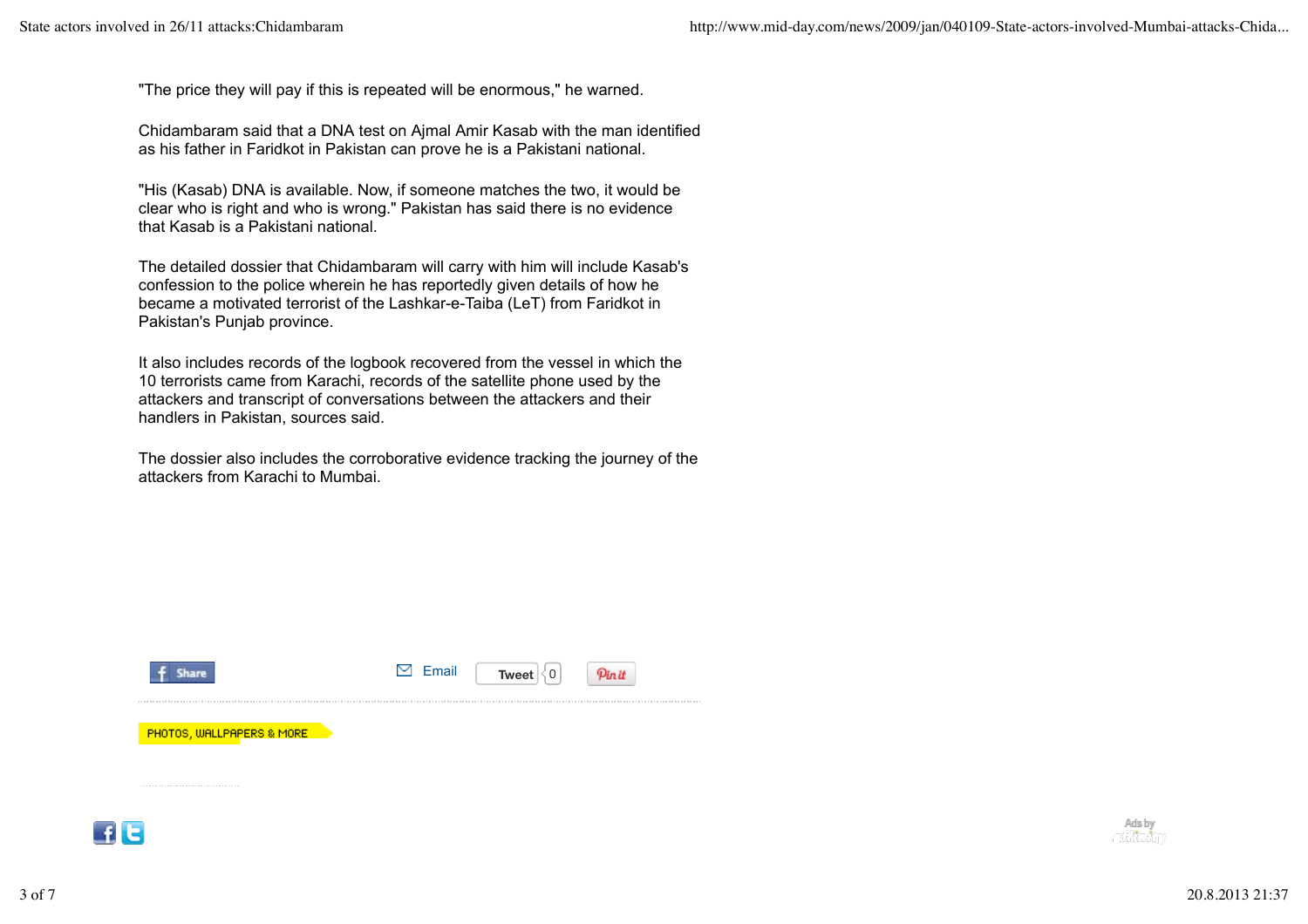"The price they will pay if this is repeated will be enormous," he warned.

Chidambaram said that a DNA test on Ajmal Amir Kasab with the man identified as his father in Faridkot in Pakistan can prove he is a Pakistani national.

"His (Kasab) DNA is available. Now, if someone matches the two, it would be clear who is right and who is wrong." Pakistan has said there is no evidence that Kasab is a Pakistani national.

The detailed dossier that Chidambaram will carry with him will include Kasab's confession to the police wherein he has reportedly given details of how he became a motivated terrorist of the Lashkar-e-Taiba (LeT) from Faridkot in Pakistan's Punjab province.

It also includes records of the logbook recovered from the vessel in which the 10 terrorists came from Karachi, records of the satellite phone used by the attackers and transcript of conversations between the attackers and their handlers in Pakistan, sources said.

The dossier also includes the corroborative evidence tracking the journey of the attackers from Karachi to Mumbai.

Share Email Tweet 0 Pin it

PHOTOS, WALLPAPERS & MORE

Ads by